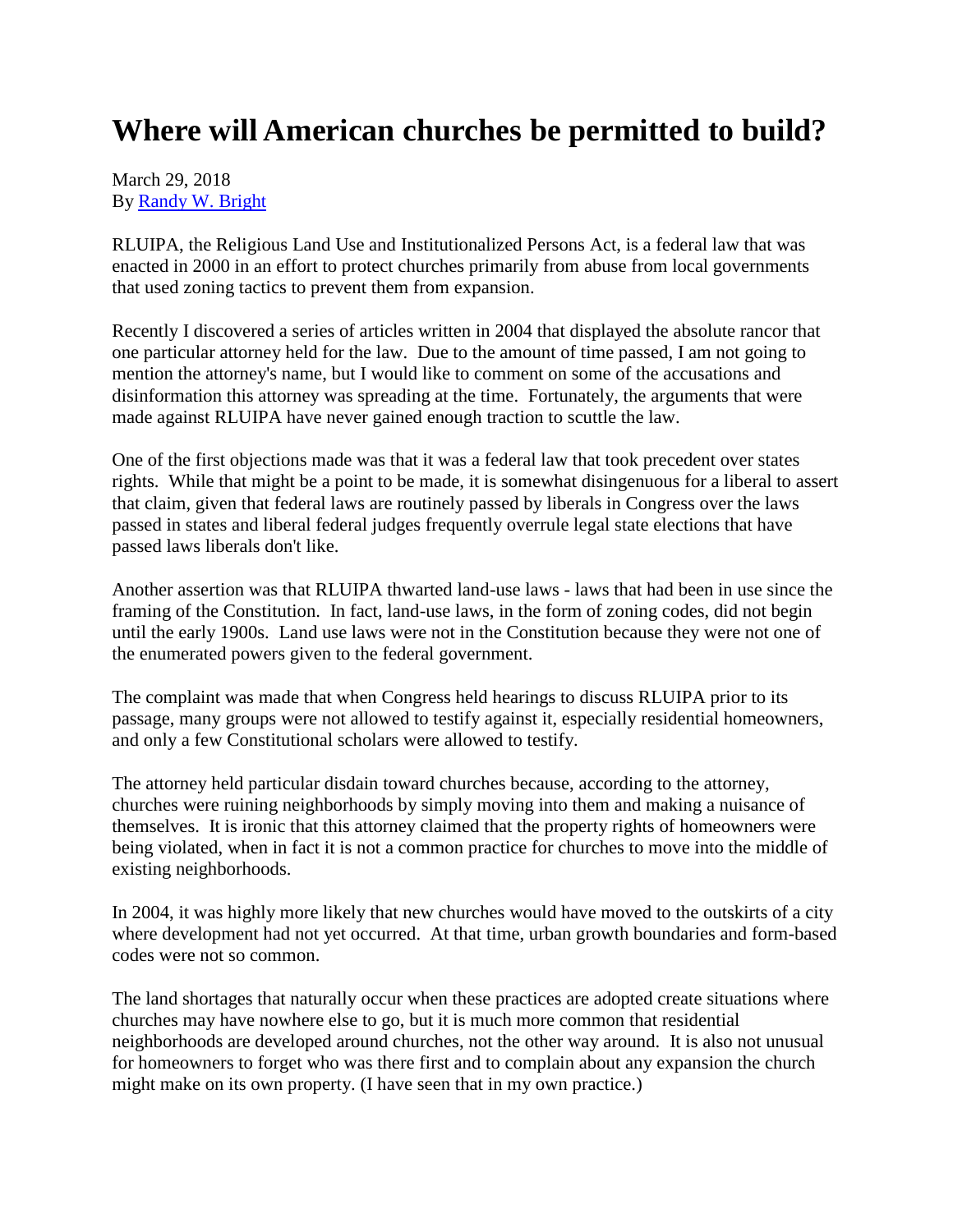# Where will American churches be permitted to build?

March 29, 2018
By [Randy W. Bright]

RLUIPA, the Religious Land Use and Institutionalized Persons Act, is a federal law that was enacted in 2000 in an effort to protect churches primarily from abuse from local governments that used zoning tactics to prevent them from expansion.

Recently I discovered a series of articles written in 2004 that displayed the absolute rancor that one particular attorney held for the law. Due to the amount of time passed, I am not going to mention the attorney's name, but I would like to comment on some of the accusations and disinformation this attorney was spreading at the time. Fortunately, the arguments that were made against RLUIPA have never gained enough traction to scuttle the law.

One of the first objections made was that it was a federal law that took precedent over states rights. While that might be a point to be made, it is somewhat disingenuous for a liberal to assert that claim, given that federal laws are routinely passed by liberals in Congress over the laws passed in states and liberal federal judges frequently overrule legal state elections that have passed laws liberals don't like.

Another assertion was that RLUIPA thwarted land-use laws - laws that had been in use since the framing of the Constitution. In fact, land-use laws, in the form of zoning codes, did not begin until the early 1900s. Land use laws were not in the Constitution because they were not one of the enumerated powers given to the federal government.

The complaint was made that when Congress held hearings to discuss RLUIPA prior to its passage, many groups were not allowed to testify against it, especially residential homeowners, and only a few Constitutional scholars were allowed to testify.

The attorney held particular disdain toward churches because, according to the attorney, churches were ruining neighborhoods by simply moving into them and making a nuisance of themselves. It is ironic that this attorney claimed that the property rights of homeowners were being violated, when in fact it is not a common practice for churches to move into the middle of existing neighborhoods.

In 2004, it was highly more likely that new churches would have moved to the outskirts of a city where development had not yet occurred. At that time, urban growth boundaries and form-based codes were not so common.

The land shortages that naturally occur when these practices are adopted create situations where churches may have nowhere else to go, but it is much more common that residential neighborhoods are developed around churches, not the other way around. It is also not unusual for homeowners to forget who was there first and to complain about any expansion the church might make on its own property. (I have seen that in my own practice.)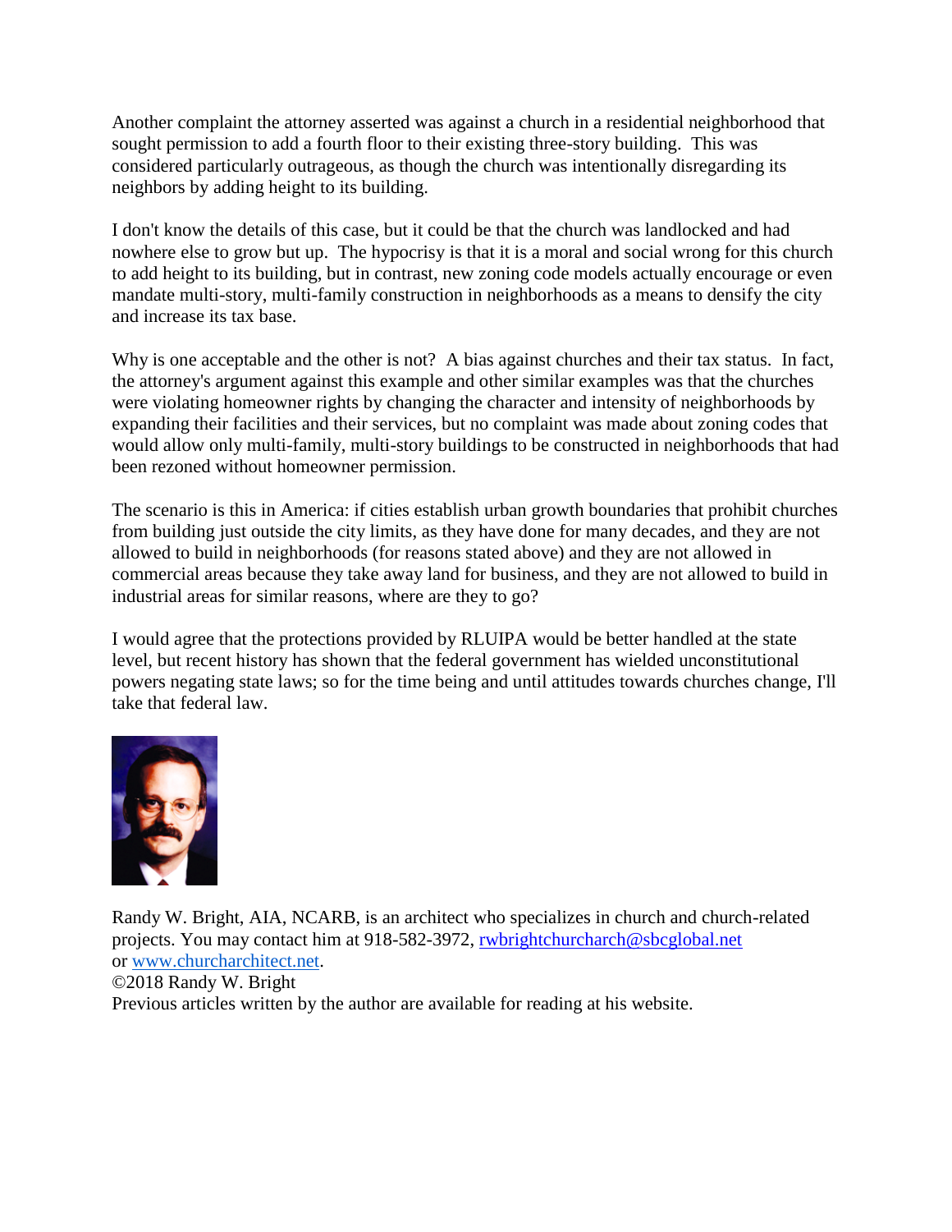Another complaint the attorney asserted was against a church in a residential neighborhood that sought permission to add a fourth floor to their existing three-story building. This was considered particularly outrageous, as though the church was intentionally disregarding its neighbors by adding height to its building.

I don't know the details of this case, but it could be that the church was landlocked and had nowhere else to grow but up. The hypocrisy is that it is a moral and social wrong for this church to add height to its building, but in contrast, new zoning code models actually encourage or even mandate multi-story, multi-family construction in neighborhoods as a means to densify the city and increase its tax base.

Why is one acceptable and the other is not? A bias against churches and their tax status. In fact, the attorney's argument against this example and other similar examples was that the churches were violating homeowner rights by changing the character and intensity of neighborhoods by expanding their facilities and their services, but no complaint was made about zoning codes that would allow only multi-family, multi-story buildings to be constructed in neighborhoods that had been rezoned without homeowner permission.

The scenario is this in America: if cities establish urban growth boundaries that prohibit churches from building just outside the city limits, as they have done for many decades, and they are not allowed to build in neighborhoods (for reasons stated above) and they are not allowed in commercial areas because they take away land for business, and they are not allowed to build in industrial areas for similar reasons, where are they to go?

I would agree that the protections provided by RLUIPA would be better handled at the state level, but recent history has shown that the federal government has wielded unconstitutional powers negating state laws; so for the time being and until attitudes towards churches change, I'll take that federal law.

Randy W. Bright, AIA, NCARB, is an architect who specializes in church and church-related projects. You may contact him at 918-582-3972, rwbrightchurcharch@sbcglobal.net or www.churcharchitect.net.
©2018 Randy W. Bright
Previous articles written by the author are available for reading at his website.